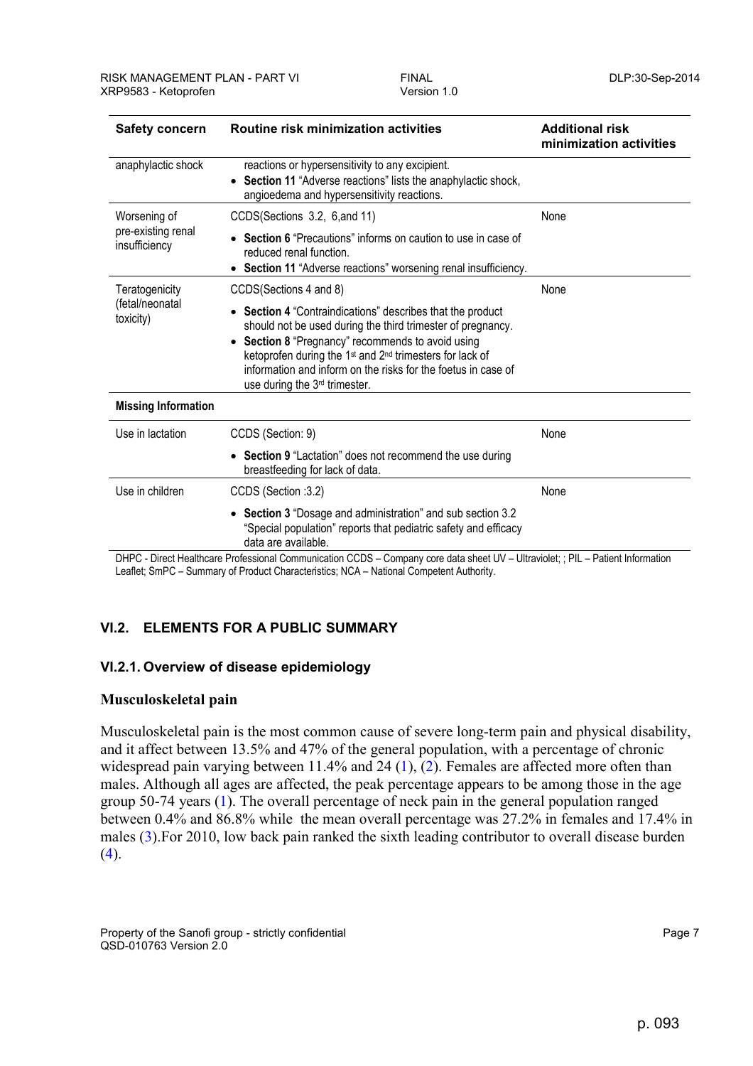| Safety concern | Routine risk minimization activities | Additional risk minimization activities |
|---|---|---|
| anaphylactic shock | reactions or hypersensitivity to any excipient.<br>• **Section 11** "Adverse reactions" lists the anaphylactic shock, angioedema and hypersensitivity reactions. | |
| Worsening of pre-existing renal insufficiency | CCDS(Sections 3.2, 6,and 11)<br>• **Section 6** "Precautions" informs on caution to use in case of reduced renal function.<br>• **Section 11** "Adverse reactions" worsening renal insufficiency. | None |
| Teratogenicity (fetal/neonatal toxicity) | CCDS(Sections 4 and 8)<br>• **Section 4** "Contraindications" describes that the product should not be used during the third trimester of pregnancy.<br>• **Section 8** "Pregnancy" recommends to avoid using ketoprofen during the 1st and 2nd trimesters for lack of information and inform on the risks for the foetus in case of use during the 3rd trimester. | None |
| **Missing Information** | | |
| Use in lactation | CCDS (Section: 9)<br>• **Section 9** "Lactation" does not recommend the use during breastfeeding for lack of data. | None |
| Use in children | CCDS (Section :3.2)<br>• **Section 3** "Dosage and administration" and sub section 3.2 "Special population" reports that pediatric safety and efficacy data are available. | None |

DHPC - Direct Healthcare Professional Communication CCDS – Company core data sheet UV – Ultraviolet; ; PIL – Patient Information Leaflet; SmPC – Summary of Product Characteristics; NCA – National Competent Authority.

## VI.2. ELEMENTS FOR A PUBLIC SUMMARY

### VI.2.1. Overview of disease epidemiology

**Musculoskeletal pain**

Musculoskeletal pain is the most common cause of severe long-term pain and physical disability, and it affect between 13.5% and 47% of the general population, with a percentage of chronic widespread pain varying between 11.4% and 24 (1), (2). Females are affected more often than males. Although all ages are affected, the peak percentage appears to be among those in the age group 50-74 years (1). The overall percentage of neck pain in the general population ranged between 0.4% and 86.8% while the mean overall percentage was 27.2% in females and 17.4% in males (3).For 2010, low back pain ranked the sixth leading contributor to overall disease burden (4).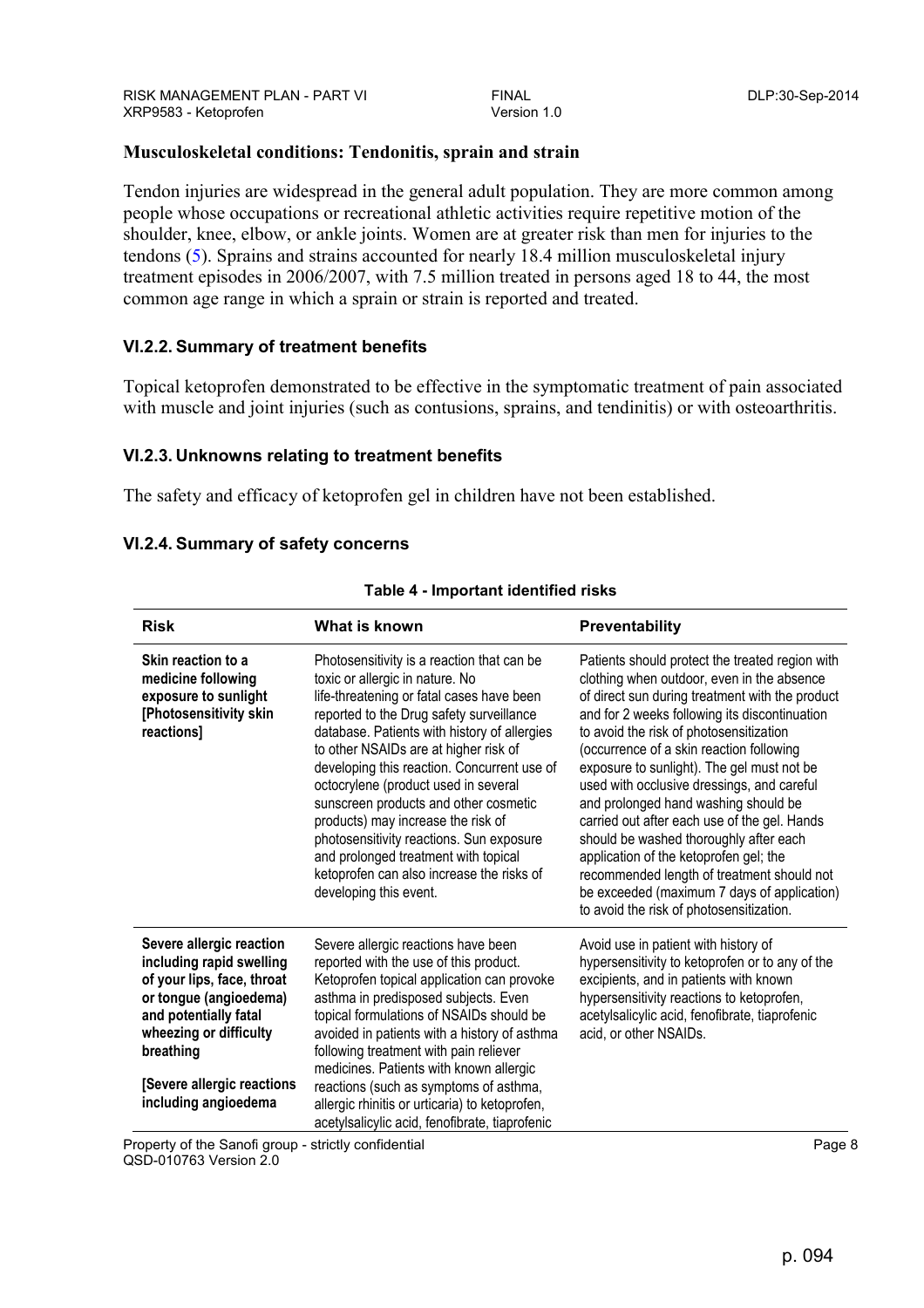**Musculoskeletal conditions: Tendonitis, sprain and strain**

Tendon injuries are widespread in the general adult population. They are more common among people whose occupations or recreational athletic activities require repetitive motion of the shoulder, knee, elbow, or ankle joints. Women are at greater risk than men for injuries to the tendons (5). Sprains and strains accounted for nearly 18.4 million musculoskeletal injury treatment episodes in 2006/2007, with 7.5 million treated in persons aged 18 to 44, the most common age range in which a sprain or strain is reported and treated.

### VI.2.2. Summary of treatment benefits

Topical ketoprofen demonstrated to be effective in the symptomatic treatment of pain associated with muscle and joint injuries (such as contusions, sprains, and tendinitis) or with osteoarthritis.

### VI.2.3. Unknowns relating to treatment benefits

The safety and efficacy of ketoprofen gel in children have not been established.

### VI.2.4. Summary of safety concerns

**Table 4 - Important identified risks**

| Risk | What is known | Preventability |
|---|---|---|
| **Skin reaction to a medicine following exposure to sunlight [Photosensitivity skin reactions]** | Photosensitivity is a reaction that can be toxic or allergic in nature. No life-threatening or fatal cases have been reported to the Drug safety surveillance database. Patients with history of allergies to other NSAIDs are at higher risk of developing this reaction. Concurrent use of octocrylene (product used in several sunscreen products and other cosmetic products) may increase the risk of photosensitivity reactions. Sun exposure and prolonged treatment with topical ketoprofen can also increase the risks of developing this event. | Patients should protect the treated region with clothing when outdoor, even in the absence of direct sun during treatment with the product and for 2 weeks following its discontinuation to avoid the risk of photosensitization (occurrence of a skin reaction following exposure to sunlight). The gel must not be used with occlusive dressings, and careful and prolonged hand washing should be carried out after each use of the gel. Hands should be washed thoroughly after each application of the ketoprofen gel; the recommended length of treatment should not be exceeded (maximum 7 days of application) to avoid the risk of photosensitization. |
| **Severe allergic reaction including rapid swelling of your lips, face, throat or tongue (angioedema) and potentially fatal wheezing or difficulty breathing**<br><br>**[Severe allergic reactions including angioedema** | Severe allergic reactions have been reported with the use of this product. Ketoprofen topical application can provoke asthma in predisposed subjects. Even topical formulations of NSAIDs should be avoided in patients with a history of asthma following treatment with pain reliever medicines. Patients with known allergic reactions (such as symptoms of asthma, allergic rhinitis or urticaria) to ketoprofen, acetylsalicylic acid, fenofibrate, tiaprofenic | Avoid use in patient with history of hypersensitivity to ketoprofen or to any of the excipients, and in patients with known hypersensitivity reactions to ketoprofen, acetylsalicylic acid, fenofibrate, tiaprofenic acid, or other NSAIDs. |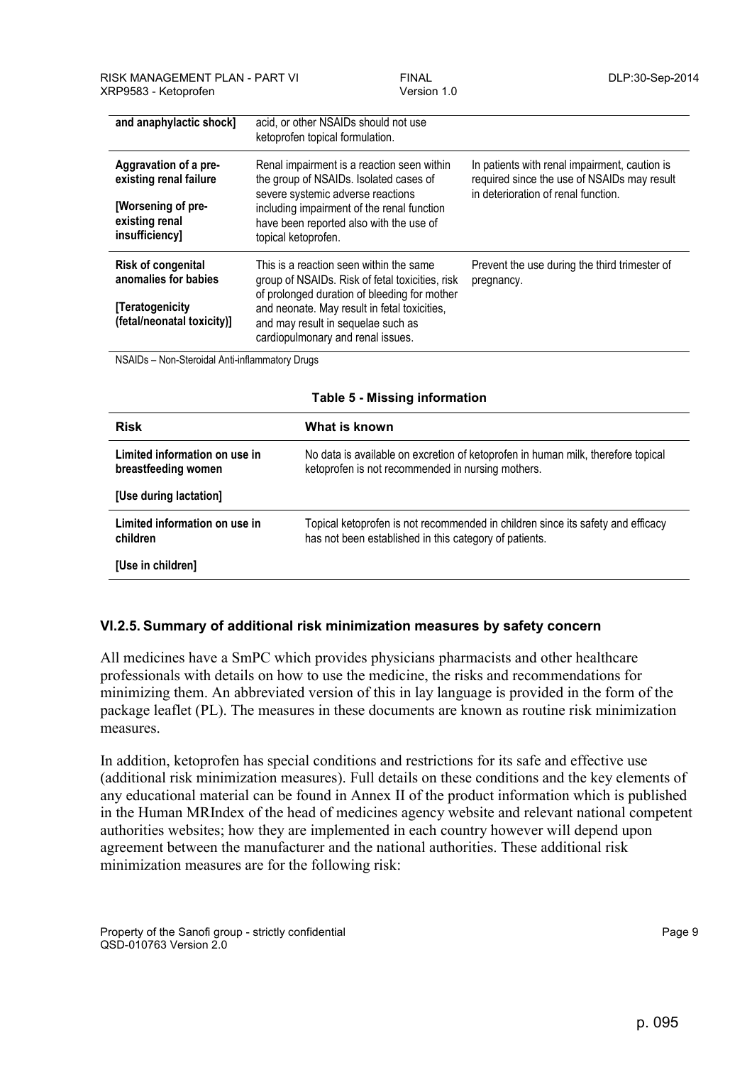| | | |
|---|---|---|
| **and anaphylactic shock]** | acid, or other NSAIDs should not use ketoprofen topical formulation. | |
| **Aggravation of a pre-existing renal failure**<br><br>**[Worsening of pre-existing renal insufficiency]** | Renal impairment is a reaction seen within the group of NSAIDs. Isolated cases of severe systemic adverse reactions including impairment of the renal function have been reported also with the use of topical ketoprofen. | In patients with renal impairment, caution is required since the use of NSAIDs may result in deterioration of renal function. |
| **Risk of congenital anomalies for babies**<br><br>**[Teratogenicity (fetal/neonatal toxicity)]** | This is a reaction seen within the same group of NSAIDs. Risk of fetal toxicities, risk of prolonged duration of bleeding for mother and neonate. May result in fetal toxicities, and may result in sequelae such as cardiopulmonary and renal issues. | Prevent the use during the third trimester of pregnancy. |

NSAIDs – Non-Steroidal Anti-inflammatory Drugs

**Table 5 - Missing information**

| Risk | What is known |
|---|---|
| **Limited information on use in breastfeeding women**<br><br>**[Use during lactation]** | No data is available on excretion of ketoprofen in human milk, therefore topical ketoprofen is not recommended in nursing mothers. |
| **Limited information on use in children**<br><br>**[Use in children]** | Topical ketoprofen is not recommended in children since its safety and efficacy has not been established in this category of patients. |

### VI.2.5. Summary of additional risk minimization measures by safety concern

All medicines have a SmPC which provides physicians pharmacists and other healthcare professionals with details on how to use the medicine, the risks and recommendations for minimizing them. An abbreviated version of this in lay language is provided in the form of the package leaflet (PL). The measures in these documents are known as routine risk minimization measures.

In addition, ketoprofen has special conditions and restrictions for its safe and effective use (additional risk minimization measures). Full details on these conditions and the key elements of any educational material can be found in Annex II of the product information which is published in the Human MRIndex of the head of medicines agency website and relevant national competent authorities websites; how they are implemented in each country however will depend upon agreement between the manufacturer and the national authorities. These additional risk minimization measures are for the following risk: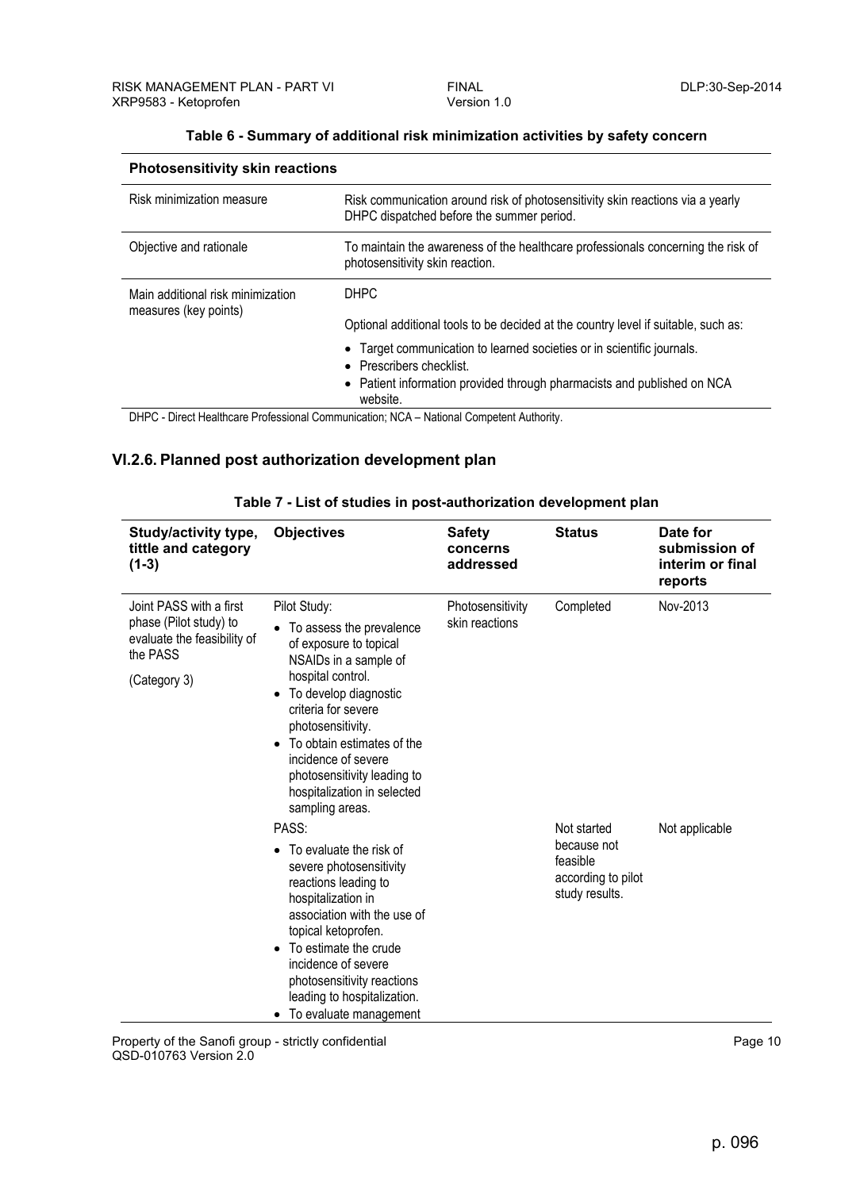**Table 6 - Summary of additional risk minimization activities by safety concern**

| **Photosensitivity skin reactions** | |
|---|---|
| Risk minimization measure | Risk communication around risk of photosensitivity skin reactions via a yearly DHPC dispatched before the summer period. |
| Objective and rationale | To maintain the awareness of the healthcare professionals concerning the risk of photosensitivity skin reaction. |
| Main additional risk minimization measures (key points) | DHPC<br><br>Optional additional tools to be decided at the country level if suitable, such as:<br><br>• Target communication to learned societies or in scientific journals.<br>• Prescribers checklist.<br>• Patient information provided through pharmacists and published on NCA website. |

DHPC - Direct Healthcare Professional Communication; NCA – National Competent Authority.

## VI.2.6. Planned post authorization development plan

**Table 7 - List of studies in post-authorization development plan**

| Study/activity type, tittle and category (1-3) | Objectives | Safety concerns addressed | Status | Date for submission of interim or final reports |
|---|---|---|---|---|
| Joint PASS with a first phase (Pilot study) to evaluate the feasibility of the PASS<br><br>(Category 3) | Pilot Study:<br>• To assess the prevalence of exposure to topical NSAIDs in a sample of hospital control.<br>• To develop diagnostic criteria for severe photosensitivity.<br>• To obtain estimates of the incidence of severe photosensitivity leading to hospitalization in selected sampling areas. | Photosensitivity skin reactions | Completed | Nov-2013 |
| | PASS:<br>• To evaluate the risk of severe photosensitivity reactions leading to hospitalization in association with the use of topical ketoprofen.<br>• To estimate the crude incidence of severe photosensitivity reactions leading to hospitalization.<br>• To evaluate management | | Not started because not feasible according to pilot study results. | Not applicable |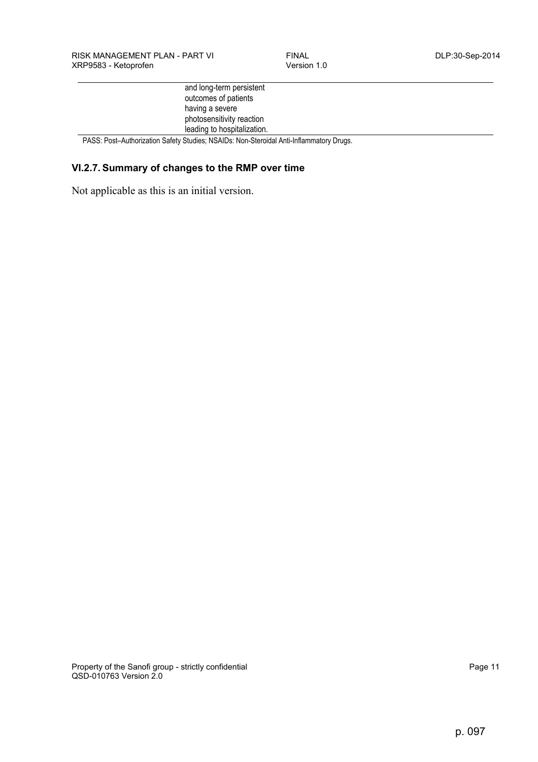| | | |
|---|---|---|
| | and long-term persistent outcomes of patients having a severe photosensitivity reaction leading to hospitalization. | |

PASS: Post–Authorization Safety Studies; NSAIDs: Non-Steroidal Anti-Inflammatory Drugs.

### VI.2.7. Summary of changes to the RMP over time

Not applicable as this is an initial version.